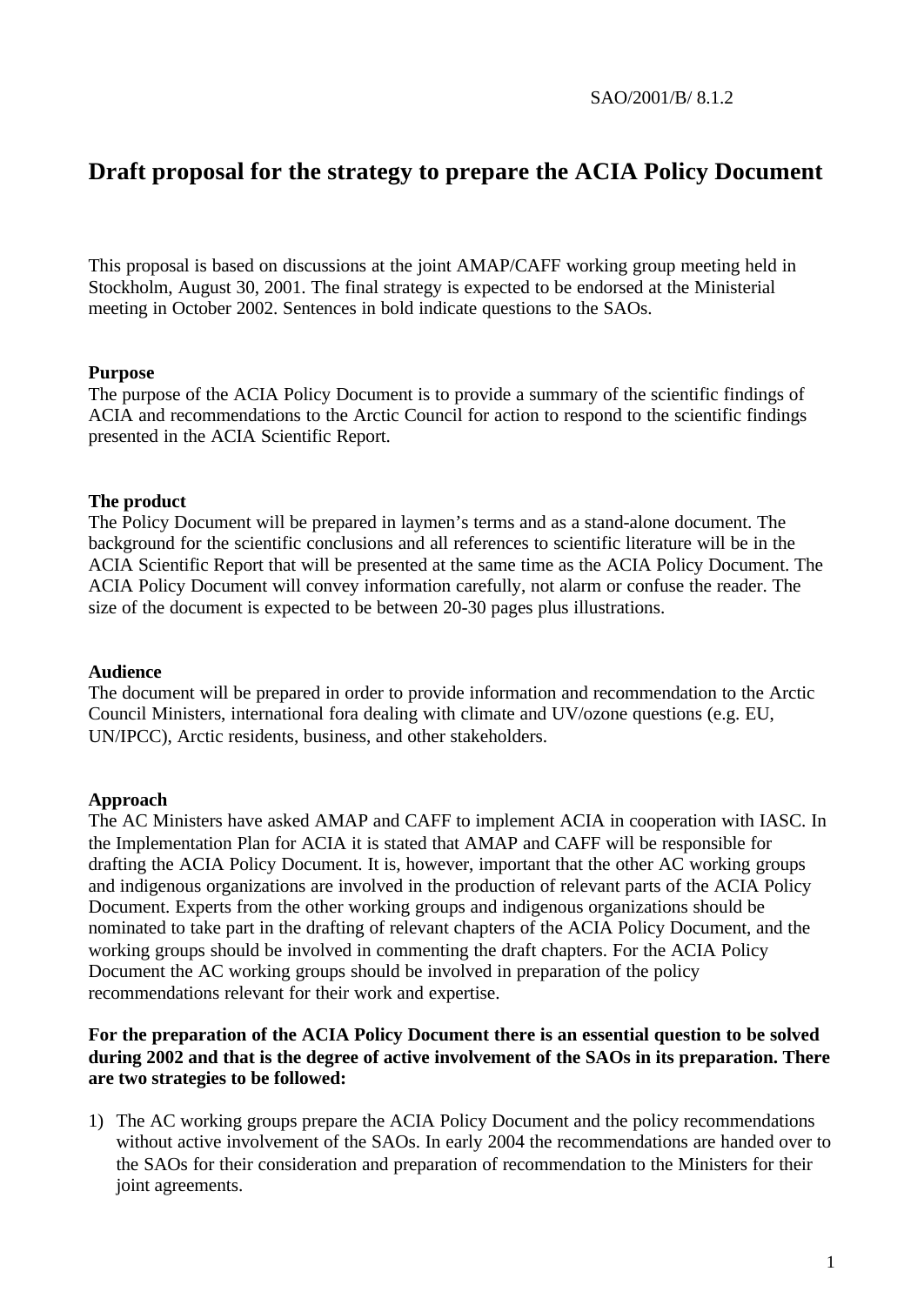SAO/2001/B/ 8.1.2

# Draft proposal for the strategy to prepare the ACIA Policy Document

This proposal is based on discussions at the joint AMAP/CAFF working group meeting held in Stockholm, August 30, 2001. The final strategy is expected to be endorsed at the Ministerial meeting in October 2002. Sentences in bold indicate questions to the SAOs.

**Purpose**
The purpose of the ACIA Policy Document is to provide a summary of the scientific findings of ACIA and recommendations to the Arctic Council for action to respond to the scientific findings presented in the ACIA Scientific Report.

**The product**
The Policy Document will be prepared in laymen's terms and as a stand-alone document. The background for the scientific conclusions and all references to scientific literature will be in the ACIA Scientific Report that will be presented at the same time as the ACIA Policy Document. The ACIA Policy Document will convey information carefully, not alarm or confuse the reader. The size of the document is expected to be between 20-30 pages plus illustrations.

**Audience**
The document will be prepared in order to provide information and recommendation to the Arctic Council Ministers, international fora dealing with climate and UV/ozone questions (e.g. EU, UN/IPCC), Arctic residents, business, and other stakeholders.

**Approach**
The AC Ministers have asked AMAP and CAFF to implement ACIA in cooperation with IASC. In the Implementation Plan for ACIA it is stated that AMAP and CAFF will be responsible for drafting the ACIA Policy Document. It is, however, important that the other AC working groups and indigenous organizations are involved in the production of relevant parts of the ACIA Policy Document. Experts from the other working groups and indigenous organizations should be nominated to take part in the drafting of relevant chapters of the ACIA Policy Document, and the working groups should be involved in commenting the draft chapters. For the ACIA Policy Document the AC working groups should be involved in preparation of the policy recommendations relevant for their work and expertise.

**For the preparation of the ACIA Policy Document there is an essential question to be solved during 2002 and that is the degree of active involvement of the SAOs in its preparation. There are two strategies to be followed:**

1) The AC working groups prepare the ACIA Policy Document and the policy recommendations without active involvement of the SAOs. In early 2004 the recommendations are handed over to the SAOs for their consideration and preparation of recommendation to the Ministers for their joint agreements.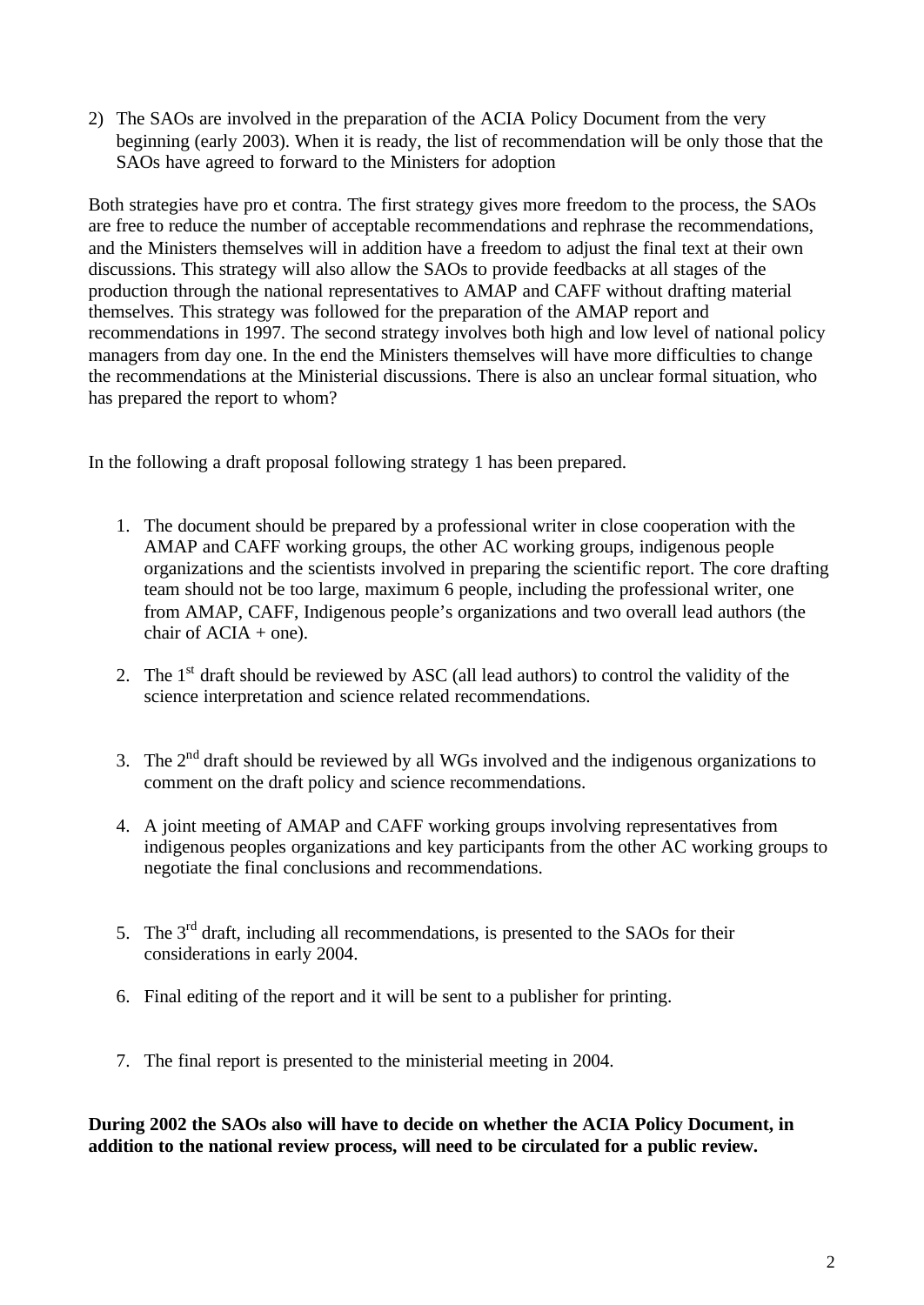2) The SAOs are involved in the preparation of the ACIA Policy Document from the very beginning (early 2003). When it is ready, the list of recommendation will be only those that the SAOs have agreed to forward to the Ministers for adoption

Both strategies have pro et contra. The first strategy gives more freedom to the process, the SAOs are free to reduce the number of acceptable recommendations and rephrase the recommendations, and the Ministers themselves will in addition have a freedom to adjust the final text at their own discussions. This strategy will also allow the SAOs to provide feedbacks at all stages of the production through the national representatives to AMAP and CAFF without drafting material themselves. This strategy was followed for the preparation of the AMAP report and recommendations in 1997. The second strategy involves both high and low level of national policy managers from day one. In the end the Ministers themselves will have more difficulties to change the recommendations at the Ministerial discussions. There is also an unclear formal situation, who has prepared the report to whom?

In the following a draft proposal following strategy 1 has been prepared.

1. The document should be prepared by a professional writer in close cooperation with the AMAP and CAFF working groups, the other AC working groups, indigenous people organizations and the scientists involved in preparing the scientific report. The core drafting team should not be too large, maximum 6 people, including the professional writer, one from AMAP, CAFF, Indigenous people's organizations and two overall lead authors (the chair of ACIA + one).

2. The 1st draft should be reviewed by ASC (all lead authors) to control the validity of the science interpretation and science related recommendations.

3. The 2nd draft should be reviewed by all WGs involved and the indigenous organizations to comment on the draft policy and science recommendations.

4. A joint meeting of AMAP and CAFF working groups involving representatives from indigenous peoples organizations and key participants from the other AC working groups to negotiate the final conclusions and recommendations.

5. The 3rd draft, including all recommendations, is presented to the SAOs for their considerations in early 2004.

6. Final editing of the report and it will be sent to a publisher for printing.

7. The final report is presented to the ministerial meeting in 2004.

**During 2002 the SAOs also will have to decide on whether the ACIA Policy Document, in addition to the national review process, will need to be circulated for a public review.**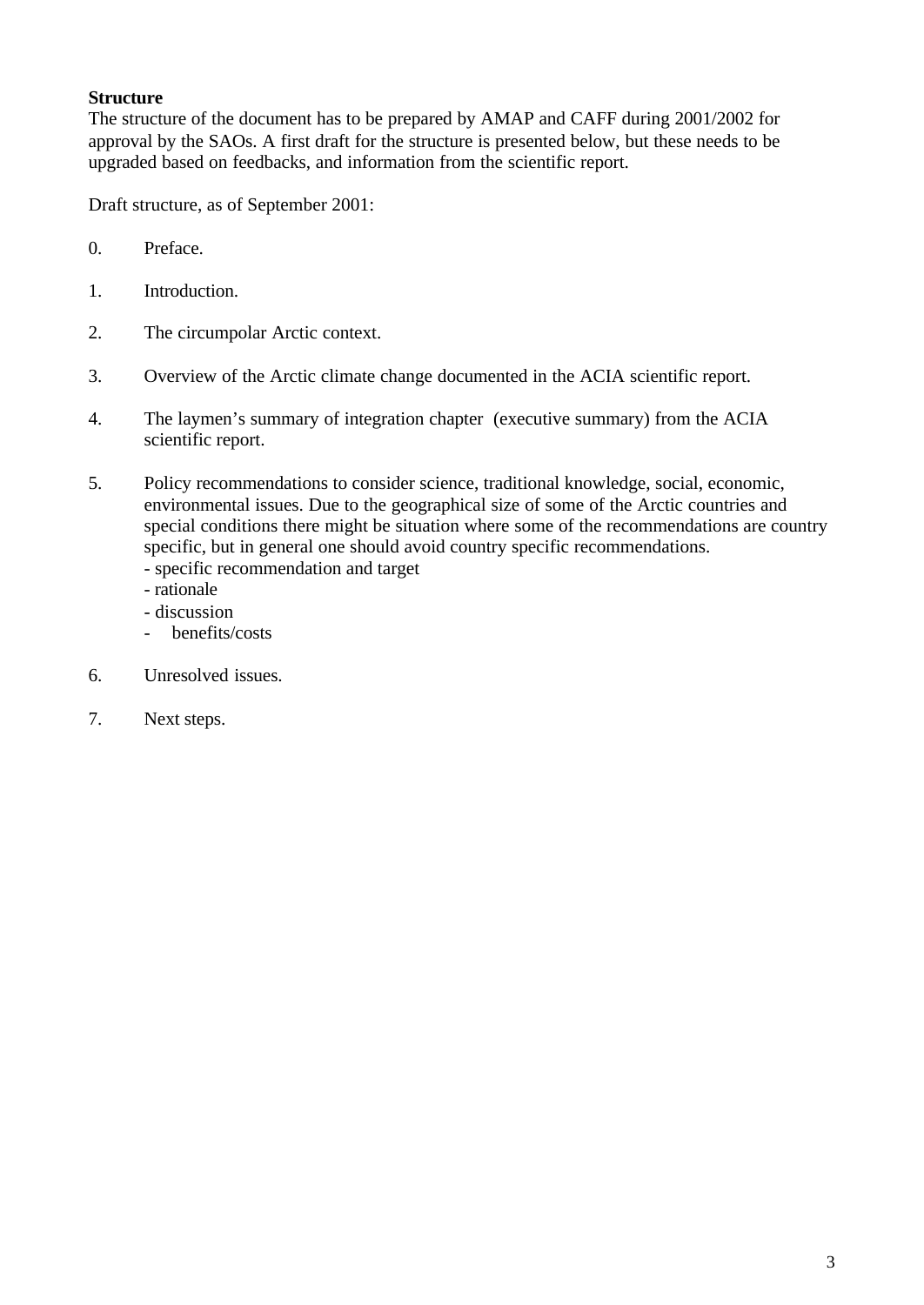**Structure**

The structure of the document has to be prepared by AMAP and CAFF during 2001/2002 for approval by the SAOs. A first draft for the structure is presented below, but these needs to be upgraded based on feedbacks, and information from the scientific report.

Draft structure, as of September 2001:

0. Preface.

1. Introduction.

2. The circumpolar Arctic context.

3. Overview of the Arctic climate change documented in the ACIA scientific report.

4. The laymen's summary of integration chapter (executive summary) from the ACIA scientific report.

5. Policy recommendations to consider science, traditional knowledge, social, economic, environmental issues. Due to the geographical size of some of the Arctic countries and special conditions there might be situation where some of the recommendations are country specific, but in general one should avoid country specific recommendations.
   - specific recommendation and target
   - rationale
   - discussion
   - benefits/costs

6. Unresolved issues.

7. Next steps.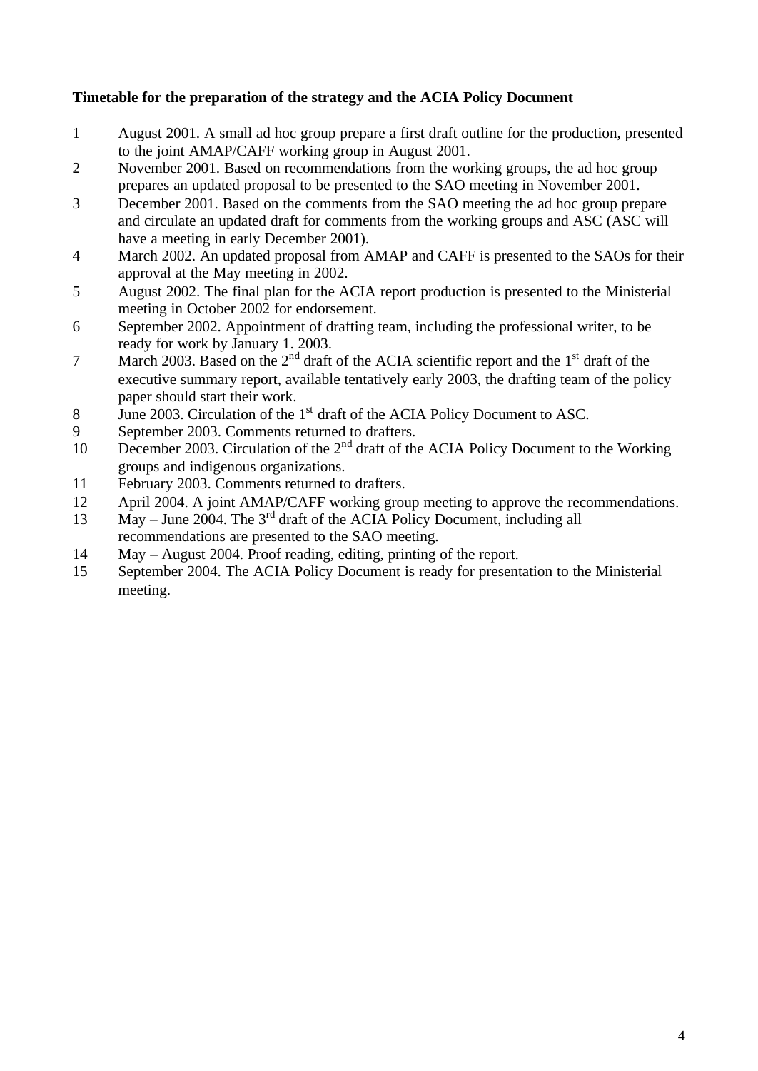**Timetable for the preparation of the strategy and the ACIA Policy Document**

1. August 2001. A small ad hoc group prepare a first draft outline for the production, presented to the joint AMAP/CAFF working group in August 2001.
2. November 2001. Based on recommendations from the working groups, the ad hoc group prepares an updated proposal to be presented to the SAO meeting in November 2001.
3. December 2001. Based on the comments from the SAO meeting the ad hoc group prepare and circulate an updated draft for comments from the working groups and ASC (ASC will have a meeting in early December 2001).
4. March 2002. An updated proposal from AMAP and CAFF is presented to the SAOs for their approval at the May meeting in 2002.
5. August 2002. The final plan for the ACIA report production is presented to the Ministerial meeting in October 2002 for endorsement.
6. September 2002. Appointment of drafting team, including the professional writer, to be ready for work by January 1. 2003.
7. March 2003. Based on the 2nd draft of the ACIA scientific report and the 1st draft of the executive summary report, available tentatively early 2003, the drafting team of the policy paper should start their work.
8. June 2003. Circulation of the 1st draft of the ACIA Policy Document to ASC.
9. September 2003. Comments returned to drafters.
10. December 2003. Circulation of the 2nd draft of the ACIA Policy Document to the Working groups and indigenous organizations.
11. February 2003. Comments returned to drafters.
12. April 2004. A joint AMAP/CAFF working group meeting to approve the recommendations.
13. May – June 2004. The 3rd draft of the ACIA Policy Document, including all recommendations are presented to the SAO meeting.
14. May – August 2004. Proof reading, editing, printing of the report.
15. September 2004. The ACIA Policy Document is ready for presentation to the Ministerial meeting.